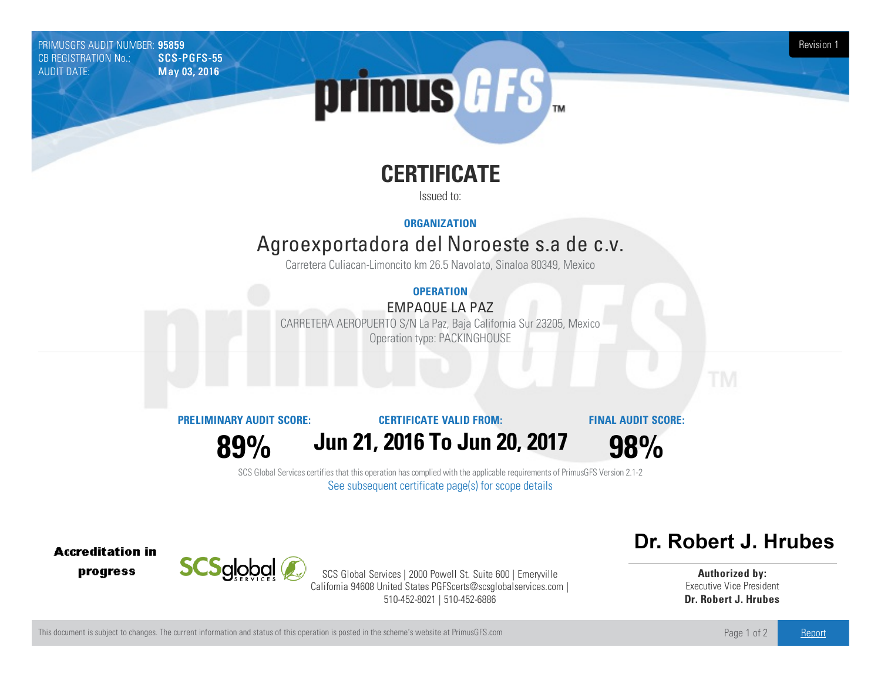PRIMUSGFS AUDIT NUMBER: **95859**
CB REGISTRATION No.: **SCS-PGFS-55**
AUDIT DATE: **May 03, 2016**

Revision 1

primus GFS™

# CERTIFICATE

Issued to:

**ORGANIZATION**

## Agroexportadora del Noroeste s.a de c.v.

Carretera Culiacan-Limoncito km 26.5 Navolato, Sinaloa 80349, Mexico

**OPERATION**

EMPAQUE LA PAZ

CARRETERA AEROPUERTO S/N La Paz, Baja California Sur 23205, Mexico

Operation type: PACKINGHOUSE

| PRELIMINARY AUDIT SCORE: | CERTIFICATE VALID FROM: | FINAL AUDIT SCORE: |
| --- | --- | --- |
| **89%** | **Jun 21, 2016 To Jun 20, 2017** | **98%** |

SCS Global Services certifies that this operation has complied with the applicable requirements of PrimusGFS Version 2.1-2

See subsequent certificate page(s) for scope details

**Accreditation in progress**

SCSglobal SERVICES

SCS Global Services | 2000 Powell St. Suite 600 | Emeryville California 94608 United States PGFScerts@scsglobalservices.com | 510-452-8021 | 510-452-6886

**Dr. Robert J. Hrubes**

**Authorized by:**
Executive Vice President
**Dr. Robert J. Hrubes**

This document is subject to changes. The current information and status of this operation is posted in the scheme's website at PrimusGFS.com

Report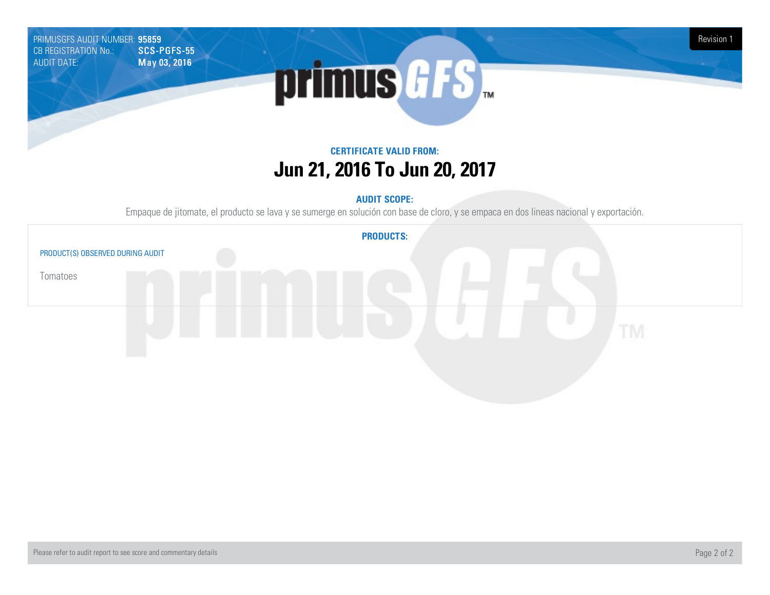PRIMUSGFS AUDIT NUMBER: **95859**
CB REGISTRATION No.: **SCS-PGFS-55**
AUDIT DATE: **May 03, 2016**

Revision 1

**CERTIFICATE VALID FROM:**

# Jun 21, 2016 To Jun 20, 2017

**AUDIT SCOPE:**

Empaque de jitomate, el producto se lava y se sumerge en solución con base de cloro, y se empaca en dos lineas nacional y exportación.

**PRODUCTS:**

PRODUCT(S) OBSERVED DURING AUDIT

Tomatoes

Please refer to audit report to see score and commentary details